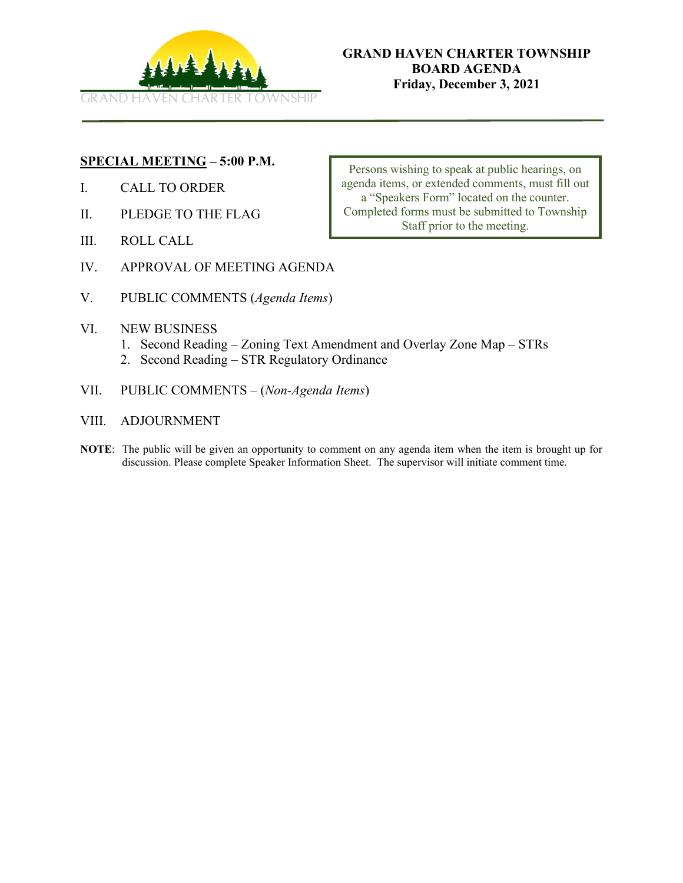GRAND HAVEN CHARTER TOWNSHIP

# GRAND HAVEN CHARTER TOWNSHIP BOARD AGENDA
## Friday, December 3, 2021

**SPECIAL MEETING – 5:00 P.M.**

> Persons wishing to speak at public hearings, on agenda items, or extended comments, must fill out a "Speakers Form" located on the counter. Completed forms must be submitted to Township Staff prior to the meeting.

I. CALL TO ORDER

II. PLEDGE TO THE FLAG

III. ROLL CALL

IV. APPROVAL OF MEETING AGENDA

V. PUBLIC COMMENTS (*Agenda Items*)

VI. NEW BUSINESS
   1. Second Reading – Zoning Text Amendment and Overlay Zone Map – STRs
   2. Second Reading – STR Regulatory Ordinance

VII. PUBLIC COMMENTS – (*Non-Agenda Items*)

VIII. ADJOURNMENT

**NOTE**: The public will be given an opportunity to comment on any agenda item when the item is brought up for discussion. Please complete Speaker Information Sheet. The supervisor will initiate comment time.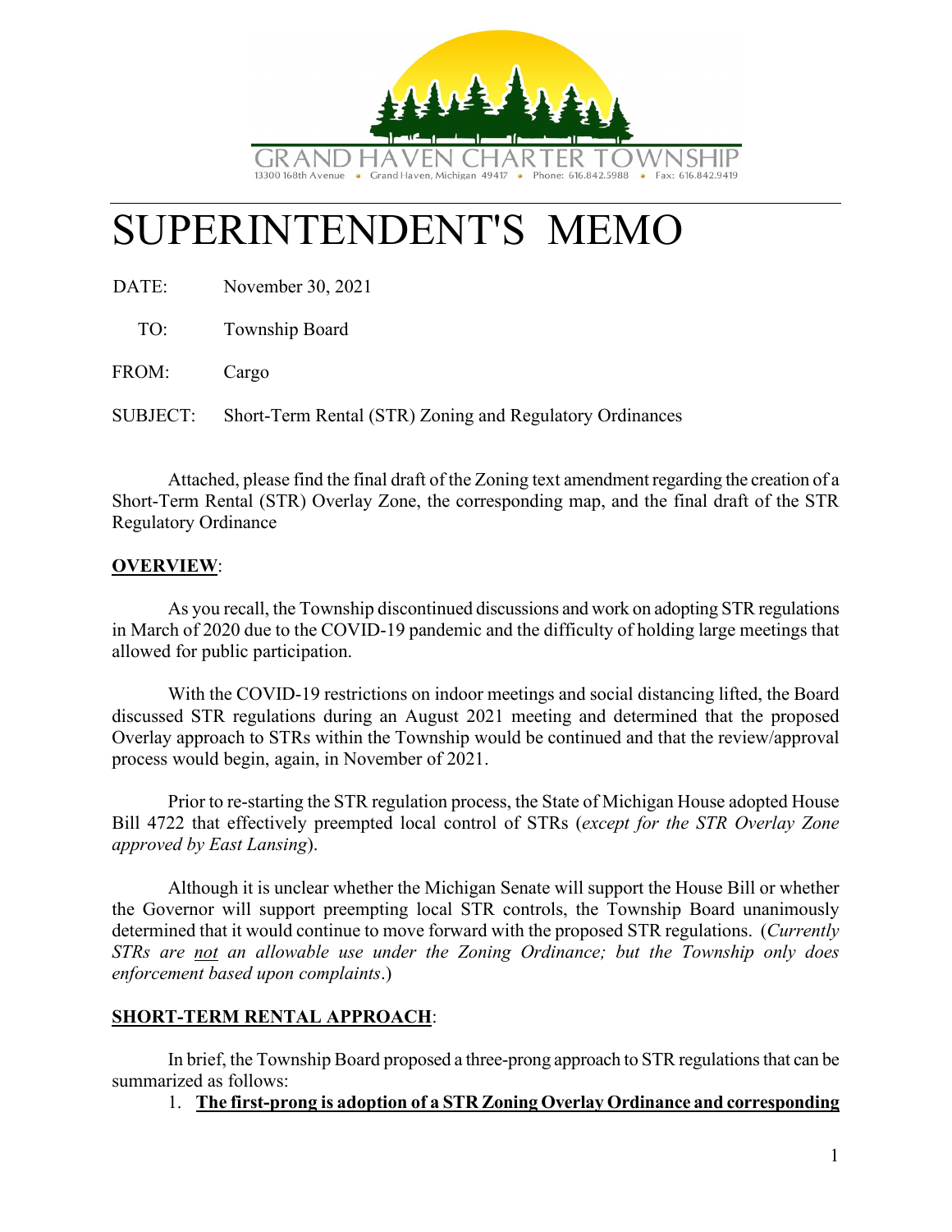GRAND HAVEN CHARTER TOWNSHIP
13300 168th Avenue • Grand Haven, Michigan 49417 • Phone: 616.842.5988 • Fax: 616.842.9419

# SUPERINTENDENT'S MEMO

DATE: November 30, 2021

TO: Township Board

FROM: Cargo

SUBJECT: Short-Term Rental (STR) Zoning and Regulatory Ordinances

Attached, please find the final draft of the Zoning text amendment regarding the creation of a Short-Term Rental (STR) Overlay Zone, the corresponding map, and the final draft of the STR Regulatory Ordinance

**OVERVIEW**:

As you recall, the Township discontinued discussions and work on adopting STR regulations in March of 2020 due to the COVID-19 pandemic and the difficulty of holding large meetings that allowed for public participation.

With the COVID-19 restrictions on indoor meetings and social distancing lifted, the Board discussed STR regulations during an August 2021 meeting and determined that the proposed Overlay approach to STRs within the Township would be continued and that the review/approval process would begin, again, in November of 2021.

Prior to re-starting the STR regulation process, the State of Michigan House adopted House Bill 4722 that effectively preempted local control of STRs (*except for the STR Overlay Zone approved by East Lansing*).

Although it is unclear whether the Michigan Senate will support the House Bill or whether the Governor will support preempting local STR controls, the Township Board unanimously determined that it would continue to move forward with the proposed STR regulations. (*Currently STRs are not an allowable use under the Zoning Ordinance; but the Township only does enforcement based upon complaints*.)

**SHORT-TERM RENTAL APPROACH**:

In brief, the Township Board proposed a three-prong approach to STR regulations that can be summarized as follows:

1. **The first-prong is adoption of a STR Zoning Overlay Ordinance and corresponding**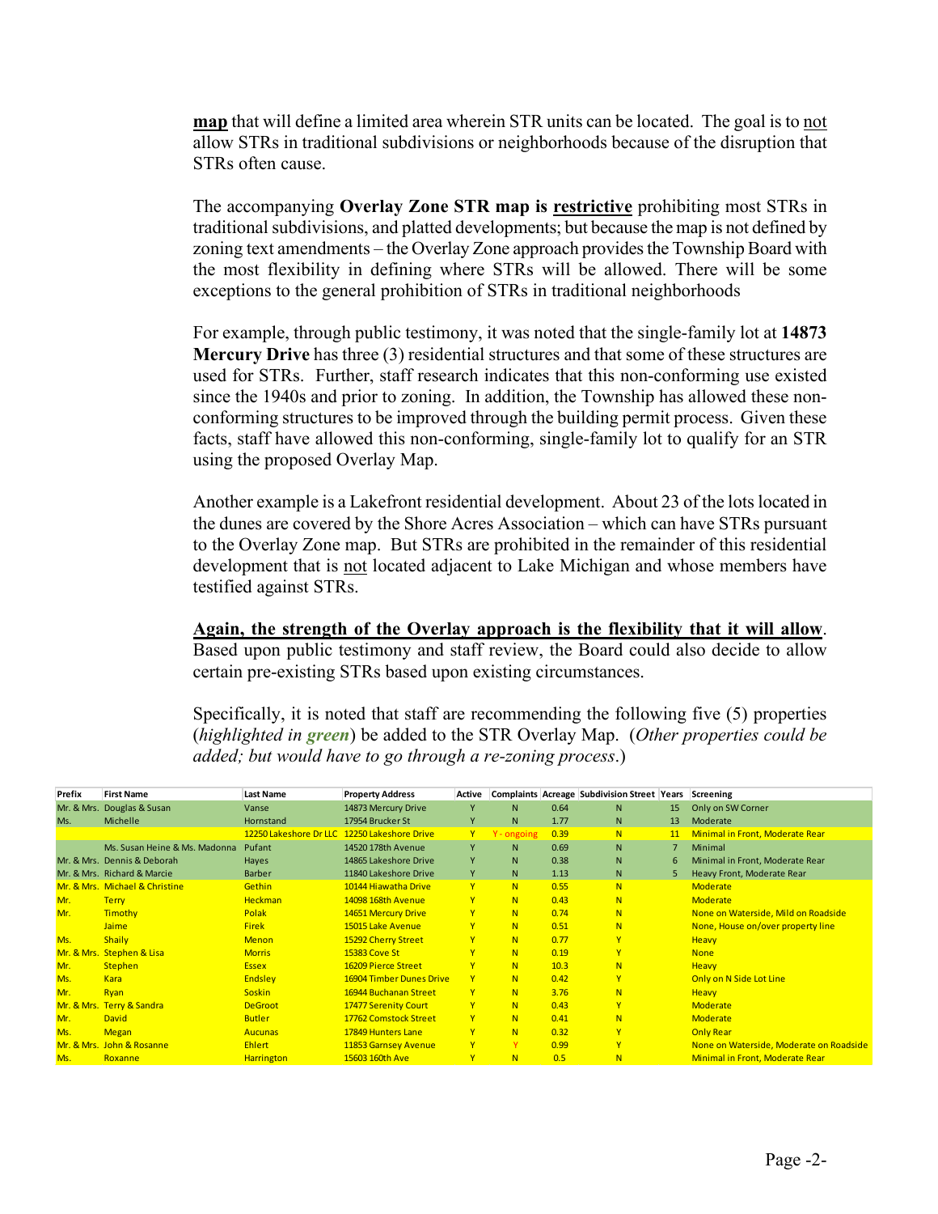**map** that will define a limited area wherein STR units can be located. The goal is to not allow STRs in traditional subdivisions or neighborhoods because of the disruption that STRs often cause.

The accompanying **Overlay Zone STR map is restrictive** prohibiting most STRs in traditional subdivisions, and platted developments; but because the map is not defined by zoning text amendments – the Overlay Zone approach provides the Township Board with the most flexibility in defining where STRs will be allowed. There will be some exceptions to the general prohibition of STRs in traditional neighborhoods

For example, through public testimony, it was noted that the single-family lot at **14873 Mercury Drive** has three (3) residential structures and that some of these structures are used for STRs. Further, staff research indicates that this non-conforming use existed since the 1940s and prior to zoning. In addition, the Township has allowed these non-conforming structures to be improved through the building permit process. Given these facts, staff have allowed this non-conforming, single-family lot to qualify for an STR using the proposed Overlay Map.

Another example is a Lakefront residential development. About 23 of the lots located in the dunes are covered by the Shore Acres Association – which can have STRs pursuant to the Overlay Zone map. But STRs are prohibited in the remainder of this residential development that is not located adjacent to Lake Michigan and whose members have testified against STRs.

**Again, the strength of the Overlay approach is the flexibility that it will allow**. Based upon public testimony and staff review, the Board could also decide to allow certain pre-existing STRs based upon existing circumstances.

Specifically, it is noted that staff are recommending the following five (5) properties (*highlighted in **green***) be added to the STR Overlay Map. (*Other properties could be added; but would have to go through a re-zoning process*.)

| Prefix | First Name | Last Name | Property Address | Active | Complaints | Acreage | Subdivision Street | Years | Screening |
|---|---|---|---|---|---|---|---|---|---|
| Mr. & Mrs. | Douglas & Susan | Vanse | 14873 Mercury Drive | Y | N | 0.64 | N | 15 | Only on SW Corner |
| Ms. | Michelle | Hornstand | 17954 Brucker St | Y | N | 1.77 | N | 13 | Moderate |
| | | 12250 Lakeshore Dr LLC | 12250 Lakeshore Drive | Y | Y - ongoing | 0.39 | N | 11 | Minimal in Front, Moderate Rear |
| | Ms. Susan Heine & Ms. Madonna | Pufant | 14520 178th Avenue | Y | N | 0.69 | N | 7 | Minimal |
| Mr. & Mrs. | Dennis & Deborah | Hayes | 14865 Lakeshore Drive | Y | N | 0.38 | N | 6 | Minimal in Front, Moderate Rear |
| Mr. & Mrs. | Richard & Marcie | Barber | 11840 Lakeshore Drive | Y | N | 1.13 | N | 5 | Heavy Front, Moderate Rear |
| Mr. & Mrs. | Michael & Christine | Gethin | 10144 Hiawatha Drive | Y | N | 0.55 | N | | Moderate |
| Mr. | Terry | Heckman | 14098 168th Avenue | Y | N | 0.43 | N | | Moderate |
| Mr. | Timothy | Polak | 14651 Mercury Drive | Y | N | 0.74 | N | | None on Waterside, Mild on Roadside |
| | Jaime | Firek | 15015 Lake Avenue | Y | N | 0.51 | N | | None, House on/over property line |
| Ms. | Shaily | Menon | 15292 Cherry Street | Y | N | 0.77 | Y | | Heavy |
| Mr. & Mrs. | Stephen & Lisa | Morris | 15383 Cove St | Y | N | 0.19 | Y | | None |
| Mr. | Stephen | Essex | 16209 Pierce Street | Y | N | 10.3 | N | | Heavy |
| Ms. | Kara | Endsley | 16904 Timber Dunes Drive | Y | N | 0.42 | Y | | Only on N Side Lot Line |
| Mr. | Ryan | Soskin | 16944 Buchanan Street | Y | N | 3.76 | N | | Heavy |
| Mr. & Mrs. | Terry & Sandra | DeGroot | 17477 Serenity Court | Y | N | 0.43 | Y | | Moderate |
| Mr. | David | Butler | 17762 Comstock Street | Y | N | 0.41 | N | | Moderate |
| Ms. | Megan | Aucunas | 17849 Hunters Lane | Y | N | 0.32 | Y | | Only Rear |
| Mr. & Mrs. | John & Rosanne | Ehlert | 11853 Garnsey Avenue | Y | Y | 0.99 | Y | | None on Waterside, Moderate on Roadside |
| Ms. | Roxanne | Harrington | 15603 160th Ave | Y | N | 0.5 | N | | Minimal in Front, Moderate Rear |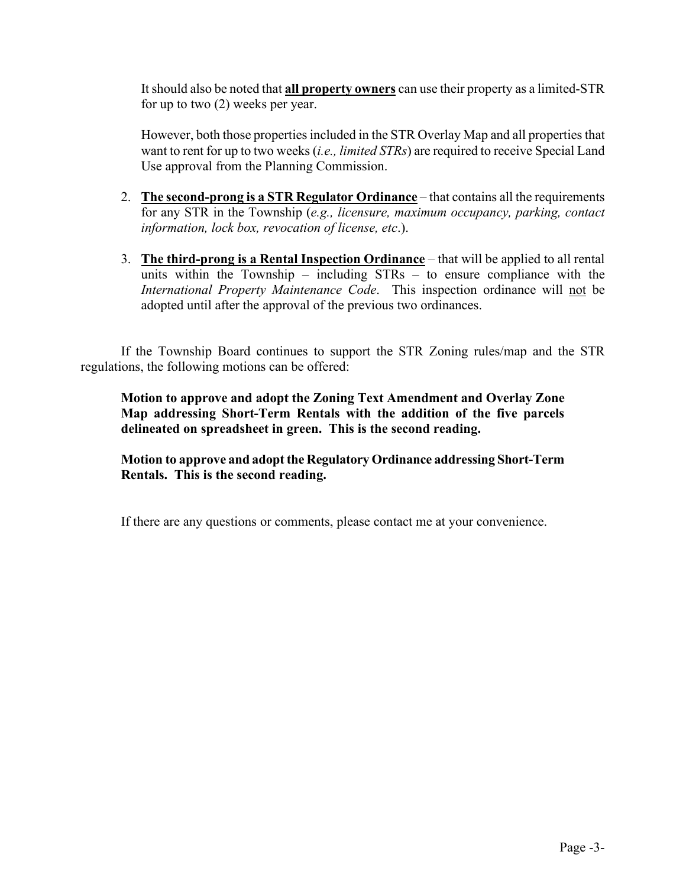It should also be noted that <u>**all property owners**</u> can use their property as a limited-STR for up to two (2) weeks per year.

However, both those properties included in the STR Overlay Map and all properties that want to rent for up to two weeks (*i.e., limited STRs*) are required to receive Special Land Use approval from the Planning Commission.

2. <u>**The second-prong is a STR Regulator Ordinance**</u> – that contains all the requirements for any STR in the Township (*e.g., licensure, maximum occupancy, parking, contact information, lock box, revocation of license, etc*.).

3. <u>**The third-prong is a Rental Inspection Ordinance**</u> – that will be applied to all rental units within the Township – including STRs – to ensure compliance with the *International Property Maintenance Code*. This inspection ordinance will <u>not</u> be adopted until after the approval of the previous two ordinances.

If the Township Board continues to support the STR Zoning rules/map and the STR regulations, the following motions can be offered:

**Motion to approve and adopt the Zoning Text Amendment and Overlay Zone Map addressing Short-Term Rentals with the addition of the five parcels delineated on spreadsheet in green. This is the second reading.**

**Motion to approve and adopt the Regulatory Ordinance addressing Short-Term Rentals. This is the second reading.**

If there are any questions or comments, please contact me at your convenience.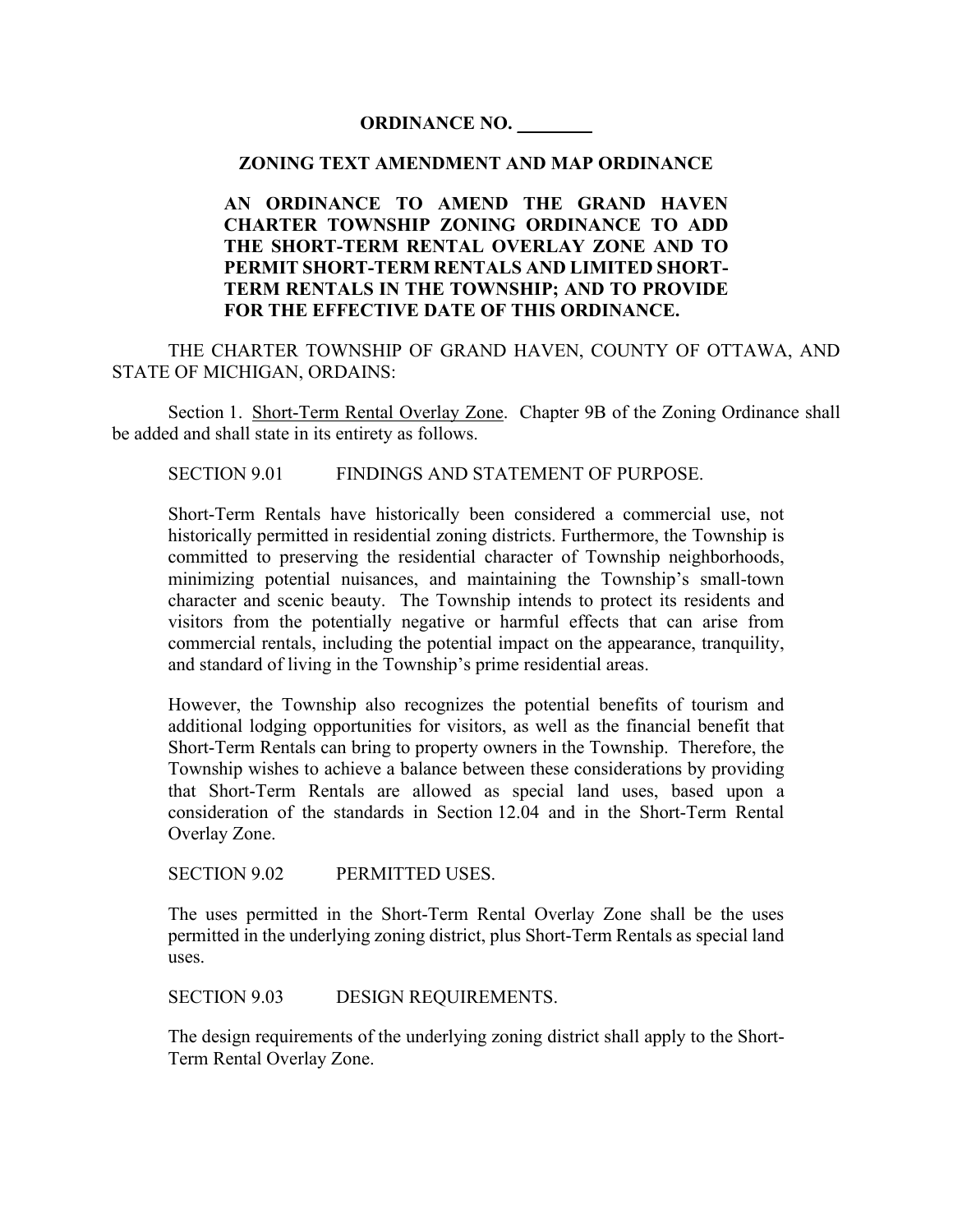**ORDINANCE NO. ________**

**ZONING TEXT AMENDMENT AND MAP ORDINANCE**

**AN ORDINANCE TO AMEND THE GRAND HAVEN CHARTER TOWNSHIP ZONING ORDINANCE TO ADD THE SHORT-TERM RENTAL OVERLAY ZONE AND TO PERMIT SHORT-TERM RENTALS AND LIMITED SHORT-TERM RENTALS IN THE TOWNSHIP; AND TO PROVIDE FOR THE EFFECTIVE DATE OF THIS ORDINANCE.**

THE CHARTER TOWNSHIP OF GRAND HAVEN, COUNTY OF OTTAWA, AND STATE OF MICHIGAN, ORDAINS:

Section 1. Short-Term Rental Overlay Zone. Chapter 9B of the Zoning Ordinance shall be added and shall state in its entirety as follows.

SECTION 9.01 FINDINGS AND STATEMENT OF PURPOSE.

Short-Term Rentals have historically been considered a commercial use, not historically permitted in residential zoning districts. Furthermore, the Township is committed to preserving the residential character of Township neighborhoods, minimizing potential nuisances, and maintaining the Township's small-town character and scenic beauty. The Township intends to protect its residents and visitors from the potentially negative or harmful effects that can arise from commercial rentals, including the potential impact on the appearance, tranquility, and standard of living in the Township's prime residential areas.

However, the Township also recognizes the potential benefits of tourism and additional lodging opportunities for visitors, as well as the financial benefit that Short-Term Rentals can bring to property owners in the Township. Therefore, the Township wishes to achieve a balance between these considerations by providing that Short-Term Rentals are allowed as special land uses, based upon a consideration of the standards in Section 12.04 and in the Short-Term Rental Overlay Zone.

SECTION 9.02 PERMITTED USES.

The uses permitted in the Short-Term Rental Overlay Zone shall be the uses permitted in the underlying zoning district, plus Short-Term Rentals as special land uses.

SECTION 9.03 DESIGN REQUIREMENTS.

The design requirements of the underlying zoning district shall apply to the Short-Term Rental Overlay Zone.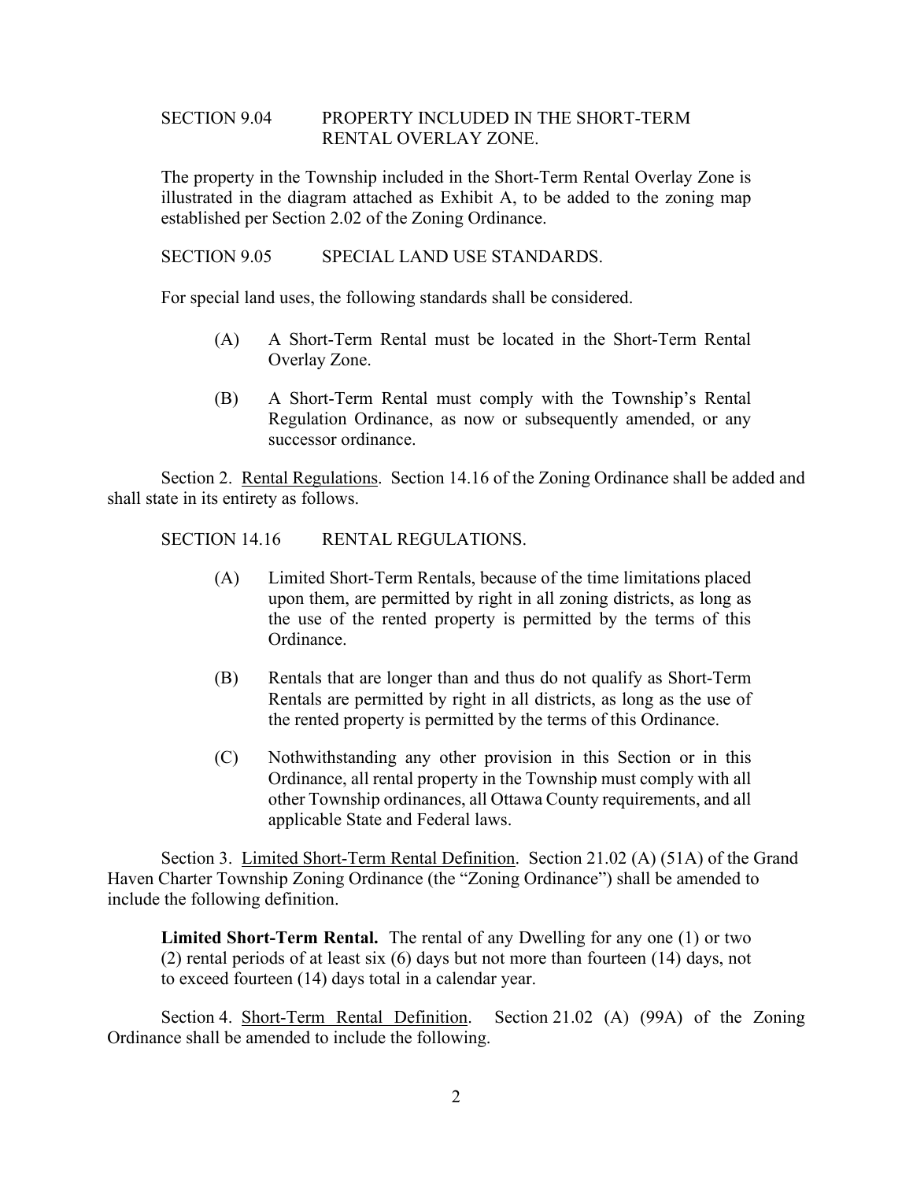SECTION 9.04 PROPERTY INCLUDED IN THE SHORT-TERM RENTAL OVERLAY ZONE.

The property in the Township included in the Short-Term Rental Overlay Zone is illustrated in the diagram attached as Exhibit A, to be added to the zoning map established per Section 2.02 of the Zoning Ordinance.

SECTION 9.05 SPECIAL LAND USE STANDARDS.

For special land uses, the following standards shall be considered.

(A) A Short-Term Rental must be located in the Short-Term Rental Overlay Zone.

(B) A Short-Term Rental must comply with the Township's Rental Regulation Ordinance, as now or subsequently amended, or any successor ordinance.

Section 2. Rental Regulations. Section 14.16 of the Zoning Ordinance shall be added and shall state in its entirety as follows.

SECTION 14.16 RENTAL REGULATIONS.

(A) Limited Short-Term Rentals, because of the time limitations placed upon them, are permitted by right in all zoning districts, as long as the use of the rented property is permitted by the terms of this Ordinance.

(B) Rentals that are longer than and thus do not qualify as Short-Term Rentals are permitted by right in all districts, as long as the use of the rented property is permitted by the terms of this Ordinance.

(C) Nothwithstanding any other provision in this Section or in this Ordinance, all rental property in the Township must comply with all other Township ordinances, all Ottawa County requirements, and all applicable State and Federal laws.

Section 3. Limited Short-Term Rental Definition. Section 21.02 (A) (51A) of the Grand Haven Charter Township Zoning Ordinance (the "Zoning Ordinance") shall be amended to include the following definition.

**Limited Short-Term Rental.** The rental of any Dwelling for any one (1) or two (2) rental periods of at least six (6) days but not more than fourteen (14) days, not to exceed fourteen (14) days total in a calendar year.

Section 4. Short-Term Rental Definition. Section 21.02 (A) (99A) of the Zoning Ordinance shall be amended to include the following.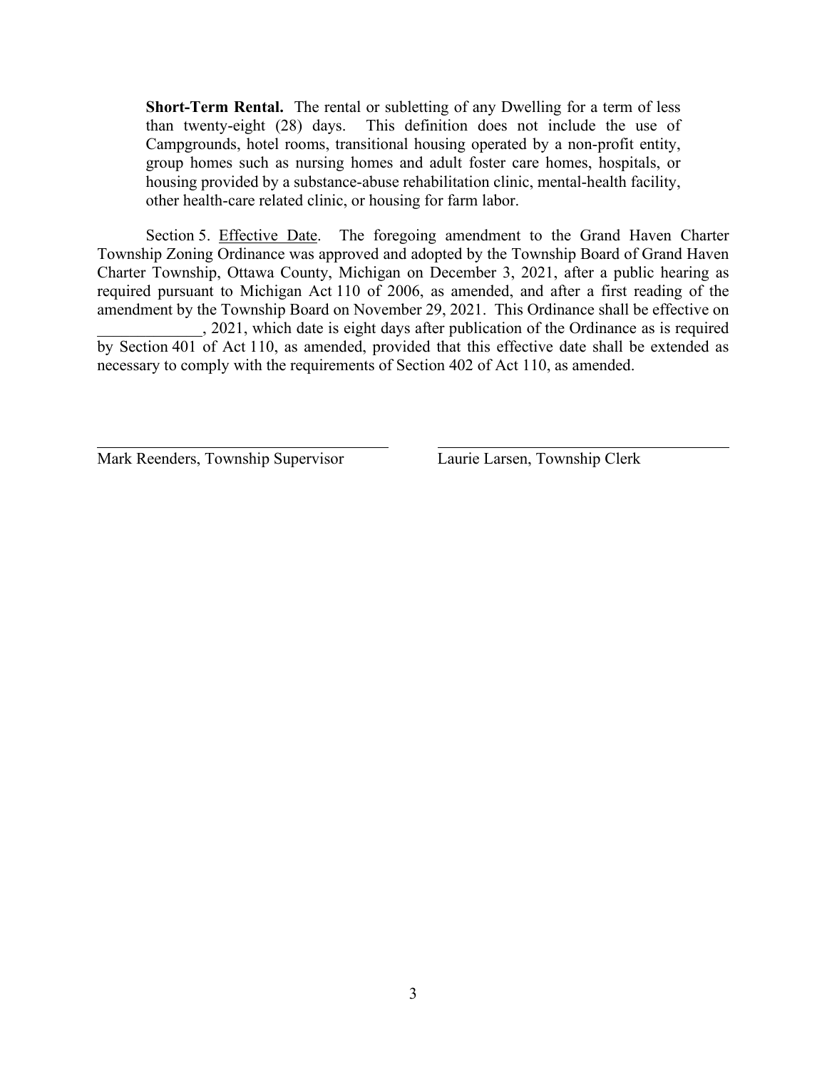**Short-Term Rental.** The rental or subletting of any Dwelling for a term of less than twenty-eight (28) days. This definition does not include the use of Campgrounds, hotel rooms, transitional housing operated by a non-profit entity, group homes such as nursing homes and adult foster care homes, hospitals, or housing provided by a substance-abuse rehabilitation clinic, mental-health facility, other health-care related clinic, or housing for farm labor.

Section 5. Effective Date. The foregoing amendment to the Grand Haven Charter Township Zoning Ordinance was approved and adopted by the Township Board of Grand Haven Charter Township, Ottawa County, Michigan on December 3, 2021, after a public hearing as required pursuant to Michigan Act 110 of 2006, as amended, and after a first reading of the amendment by the Township Board on November 29, 2021. This Ordinance shall be effective on _____________, 2021, which date is eight days after publication of the Ordinance as is required by Section 401 of Act 110, as amended, provided that this effective date shall be extended as necessary to comply with the requirements of Section 402 of Act 110, as amended.

| _______________________________ | _______________________________ |
|---|---|
| Mark Reenders, Township Supervisor | Laurie Larsen, Township Clerk |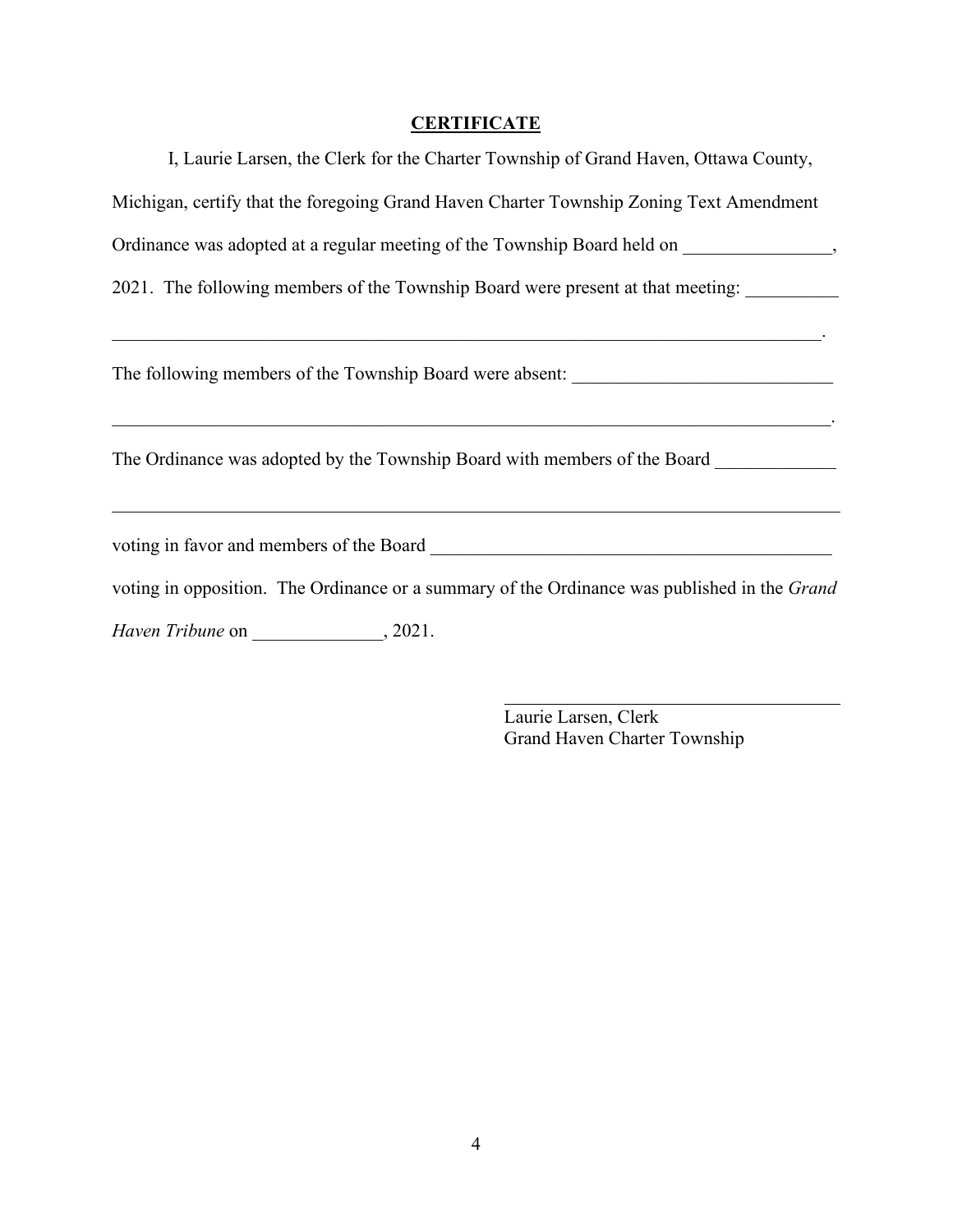## **CERTIFICATE**

I, Laurie Larsen, the Clerk for the Charter Township of Grand Haven, Ottawa County, Michigan, certify that the foregoing Grand Haven Charter Township Zoning Text Amendment Ordinance was adopted at a regular meeting of the Township Board held on ________________, 2021. The following members of the Township Board were present at that meeting: __________ ________________________________________________________________________________.

The following members of the Township Board were absent: ____________________________ ________________________________________________________________________________.

The Ordinance was adopted by the Township Board with members of the Board _____________ ________________________________________________________________________________ voting in favor and members of the Board ____________________________________________ voting in opposition. The Ordinance or a summary of the Ordinance was published in the *Grand Haven Tribune* on ______________, 2021.

_____________________________________
Laurie Larsen, Clerk
Grand Haven Charter Township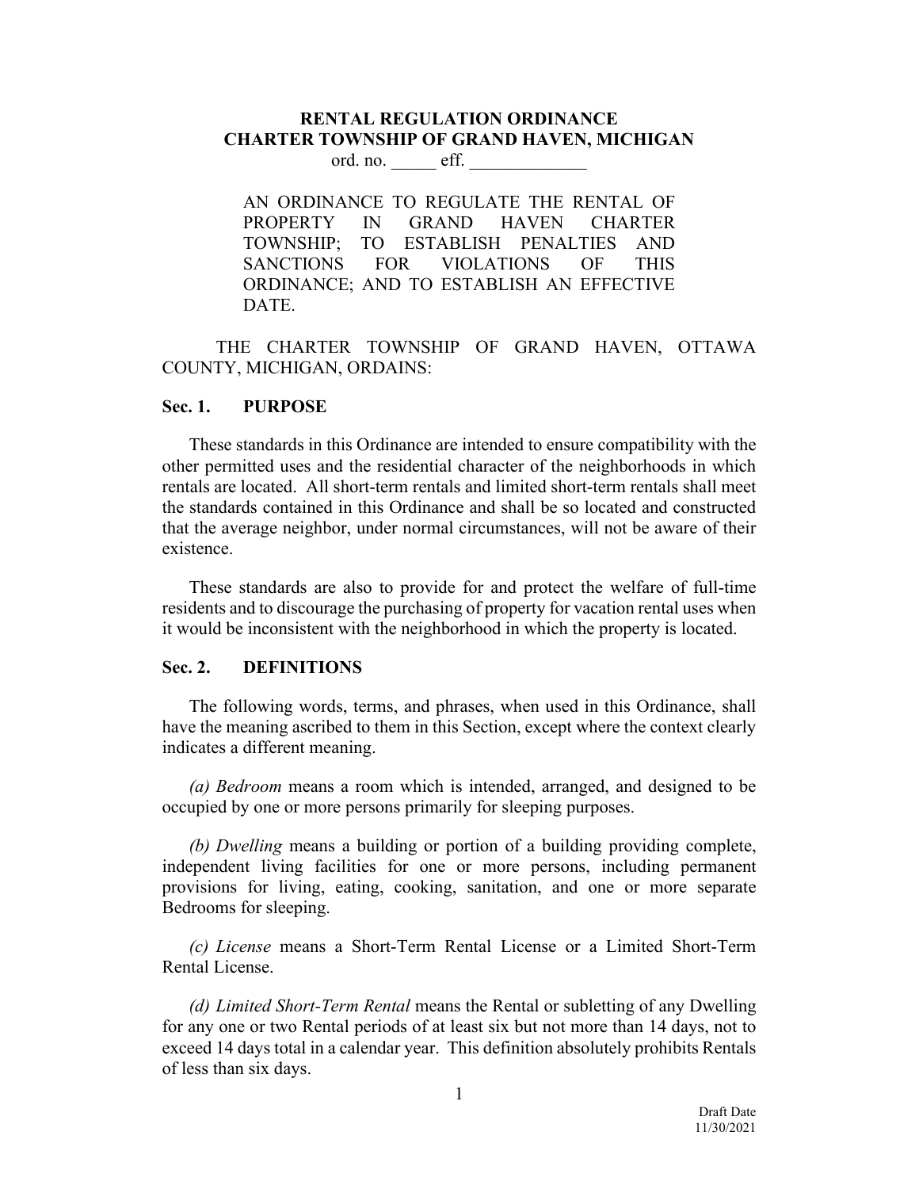**RENTAL REGULATION ORDINANCE**
**CHARTER TOWNSHIP OF GRAND HAVEN, MICHIGAN**

ord. no. _____ eff. _____________

AN ORDINANCE TO REGULATE THE RENTAL OF PROPERTY IN GRAND HAVEN CHARTER TOWNSHIP; TO ESTABLISH PENALTIES AND SANCTIONS FOR VIOLATIONS OF THIS ORDINANCE; AND TO ESTABLISH AN EFFECTIVE DATE.

THE CHARTER TOWNSHIP OF GRAND HAVEN, OTTAWA COUNTY, MICHIGAN, ORDAINS:

## Sec. 1. PURPOSE

These standards in this Ordinance are intended to ensure compatibility with the other permitted uses and the residential character of the neighborhoods in which rentals are located. All short-term rentals and limited short-term rentals shall meet the standards contained in this Ordinance and shall be so located and constructed that the average neighbor, under normal circumstances, will not be aware of their existence.

These standards are also to provide for and protect the welfare of full-time residents and to discourage the purchasing of property for vacation rental uses when it would be inconsistent with the neighborhood in which the property is located.

## Sec. 2. DEFINITIONS

The following words, terms, and phrases, when used in this Ordinance, shall have the meaning ascribed to them in this Section, except where the context clearly indicates a different meaning.

*(a) Bedroom* means a room which is intended, arranged, and designed to be occupied by one or more persons primarily for sleeping purposes.

*(b) Dwelling* means a building or portion of a building providing complete, independent living facilities for one or more persons, including permanent provisions for living, eating, cooking, sanitation, and one or more separate Bedrooms for sleeping.

*(c) License* means a Short-Term Rental License or a Limited Short-Term Rental License.

*(d) Limited Short-Term Rental* means the Rental or subletting of any Dwelling for any one or two Rental periods of at least six but not more than 14 days, not to exceed 14 days total in a calendar year. This definition absolutely prohibits Rentals of less than six days.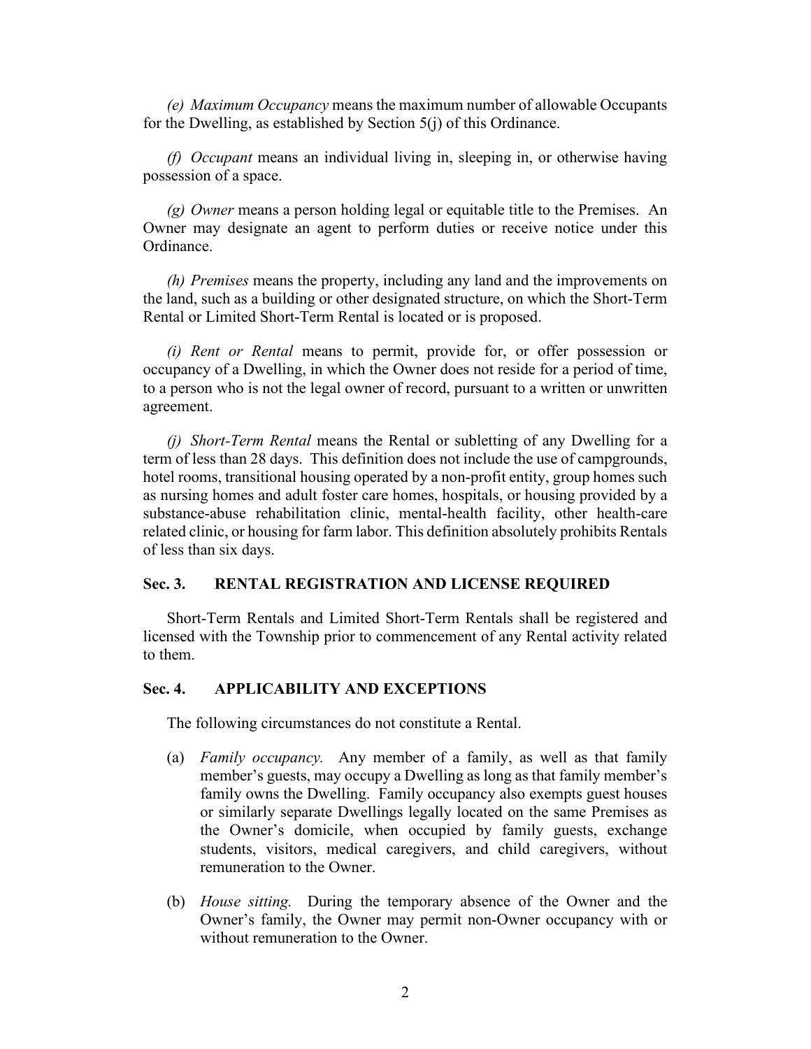*(e) Maximum Occupancy* means the maximum number of allowable Occupants for the Dwelling, as established by Section 5(j) of this Ordinance.

*(f) Occupant* means an individual living in, sleeping in, or otherwise having possession of a space.

*(g) Owner* means a person holding legal or equitable title to the Premises. An Owner may designate an agent to perform duties or receive notice under this Ordinance.

*(h) Premises* means the property, including any land and the improvements on the land, such as a building or other designated structure, on which the Short-Term Rental or Limited Short-Term Rental is located or is proposed.

*(i) Rent or Rental* means to permit, provide for, or offer possession or occupancy of a Dwelling, in which the Owner does not reside for a period of time, to a person who is not the legal owner of record, pursuant to a written or unwritten agreement.

*(j) Short-Term Rental* means the Rental or subletting of any Dwelling for a term of less than 28 days. This definition does not include the use of campgrounds, hotel rooms, transitional housing operated by a non-profit entity, group homes such as nursing homes and adult foster care homes, hospitals, or housing provided by a substance-abuse rehabilitation clinic, mental-health facility, other health-care related clinic, or housing for farm labor. This definition absolutely prohibits Rentals of less than six days.

## Sec. 3. RENTAL REGISTRATION AND LICENSE REQUIRED

Short-Term Rentals and Limited Short-Term Rentals shall be registered and licensed with the Township prior to commencement of any Rental activity related to them.

## Sec. 4. APPLICABILITY AND EXCEPTIONS

The following circumstances do not constitute a Rental.

(a) *Family occupancy.* Any member of a family, as well as that family member's guests, may occupy a Dwelling as long as that family member's family owns the Dwelling. Family occupancy also exempts guest houses or similarly separate Dwellings legally located on the same Premises as the Owner's domicile, when occupied by family guests, exchange students, visitors, medical caregivers, and child caregivers, without remuneration to the Owner.

(b) *House sitting.* During the temporary absence of the Owner and the Owner's family, the Owner may permit non-Owner occupancy with or without remuneration to the Owner.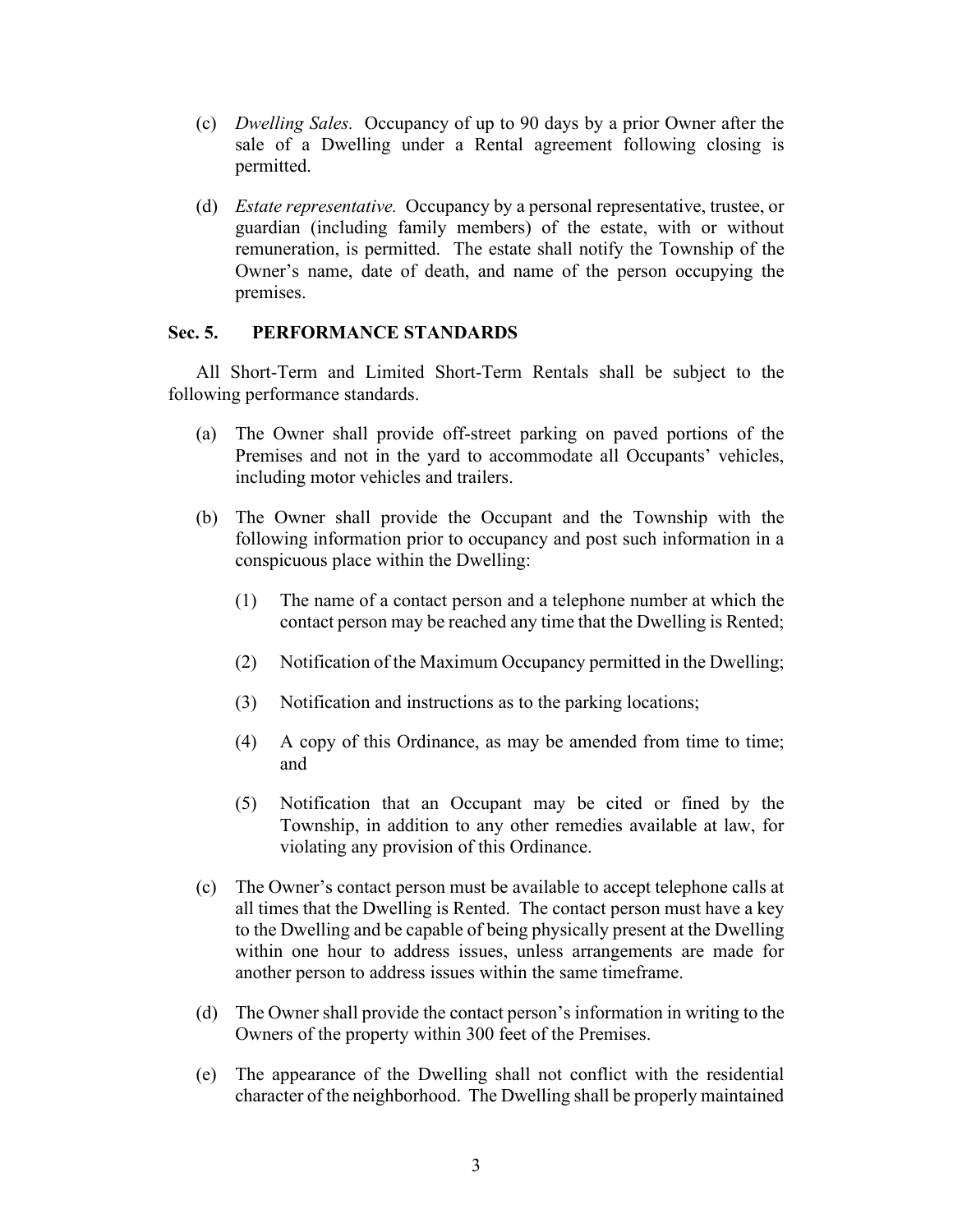(c) *Dwelling Sales.* Occupancy of up to 90 days by a prior Owner after the sale of a Dwelling under a Rental agreement following closing is permitted.

(d) *Estate representative.* Occupancy by a personal representative, trustee, or guardian (including family members) of the estate, with or without remuneration, is permitted. The estate shall notify the Township of the Owner's name, date of death, and name of the person occupying the premises.

## Sec. 5. PERFORMANCE STANDARDS

All Short-Term and Limited Short-Term Rentals shall be subject to the following performance standards.

(a) The Owner shall provide off-street parking on paved portions of the Premises and not in the yard to accommodate all Occupants' vehicles, including motor vehicles and trailers.

(b) The Owner shall provide the Occupant and the Township with the following information prior to occupancy and post such information in a conspicuous place within the Dwelling:

   (1) The name of a contact person and a telephone number at which the contact person may be reached any time that the Dwelling is Rented;

   (2) Notification of the Maximum Occupancy permitted in the Dwelling;

   (3) Notification and instructions as to the parking locations;

   (4) A copy of this Ordinance, as may be amended from time to time; and

   (5) Notification that an Occupant may be cited or fined by the Township, in addition to any other remedies available at law, for violating any provision of this Ordinance.

(c) The Owner's contact person must be available to accept telephone calls at all times that the Dwelling is Rented. The contact person must have a key to the Dwelling and be capable of being physically present at the Dwelling within one hour to address issues, unless arrangements are made for another person to address issues within the same timeframe.

(d) The Owner shall provide the contact person's information in writing to the Owners of the property within 300 feet of the Premises.

(e) The appearance of the Dwelling shall not conflict with the residential character of the neighborhood. The Dwelling shall be properly maintained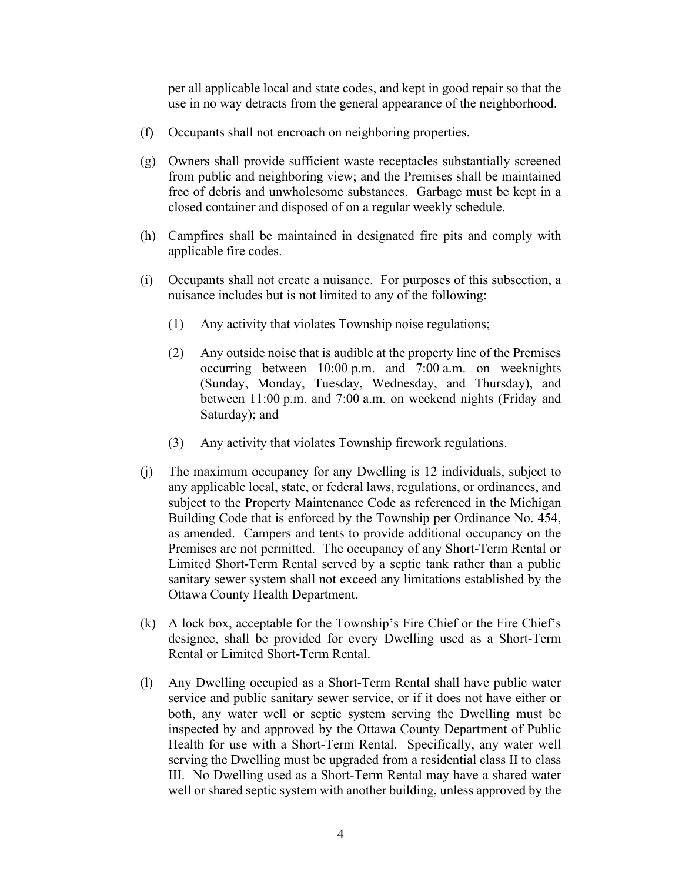per all applicable local and state codes, and kept in good repair so that the use in no way detracts from the general appearance of the neighborhood.

(f) Occupants shall not encroach on neighboring properties.

(g) Owners shall provide sufficient waste receptacles substantially screened from public and neighboring view; and the Premises shall be maintained free of debris and unwholesome substances. Garbage must be kept in a closed container and disposed of on a regular weekly schedule.

(h) Campfires shall be maintained in designated fire pits and comply with applicable fire codes.

(i) Occupants shall not create a nuisance. For purposes of this subsection, a nuisance includes but is not limited to any of the following:

  (1) Any activity that violates Township noise regulations;

  (2) Any outside noise that is audible at the property line of the Premises occurring between 10:00 p.m. and 7:00 a.m. on weeknights (Sunday, Monday, Tuesday, Wednesday, and Thursday), and between 11:00 p.m. and 7:00 a.m. on weekend nights (Friday and Saturday); and

  (3) Any activity that violates Township firework regulations.

(j) The maximum occupancy for any Dwelling is 12 individuals, subject to any applicable local, state, or federal laws, regulations, or ordinances, and subject to the Property Maintenance Code as referenced in the Michigan Building Code that is enforced by the Township per Ordinance No. 454, as amended. Campers and tents to provide additional occupancy on the Premises are not permitted. The occupancy of any Short-Term Rental or Limited Short-Term Rental served by a septic tank rather than a public sanitary sewer system shall not exceed any limitations established by the Ottawa County Health Department.

(k) A lock box, acceptable for the Township's Fire Chief or the Fire Chief's designee, shall be provided for every Dwelling used as a Short-Term Rental or Limited Short-Term Rental.

(l) Any Dwelling occupied as a Short-Term Rental shall have public water service and public sanitary sewer service, or if it does not have either or both, any water well or septic system serving the Dwelling must be inspected by and approved by the Ottawa County Department of Public Health for use with a Short-Term Rental. Specifically, any water well serving the Dwelling must be upgraded from a residential class II to class III. No Dwelling used as a Short-Term Rental may have a shared water well or shared septic system with another building, unless approved by the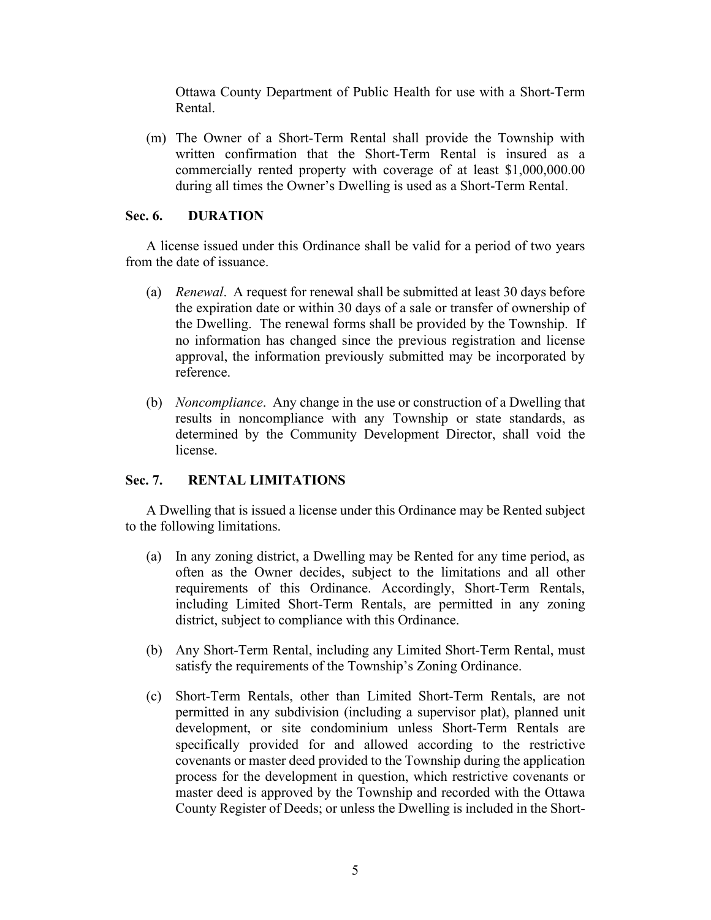Ottawa County Department of Public Health for use with a Short-Term Rental.

(m) The Owner of a Short-Term Rental shall provide the Township with written confirmation that the Short-Term Rental is insured as a commercially rented property with coverage of at least $1,000,000.00 during all times the Owner's Dwelling is used as a Short-Term Rental.

## Sec. 6. DURATION

A license issued under this Ordinance shall be valid for a period of two years from the date of issuance.

(a) *Renewal*. A request for renewal shall be submitted at least 30 days before the expiration date or within 30 days of a sale or transfer of ownership of the Dwelling. The renewal forms shall be provided by the Township. If no information has changed since the previous registration and license approval, the information previously submitted may be incorporated by reference.

(b) *Noncompliance*. Any change in the use or construction of a Dwelling that results in noncompliance with any Township or state standards, as determined by the Community Development Director, shall void the license.

## Sec. 7. RENTAL LIMITATIONS

A Dwelling that is issued a license under this Ordinance may be Rented subject to the following limitations.

(a) In any zoning district, a Dwelling may be Rented for any time period, as often as the Owner decides, subject to the limitations and all other requirements of this Ordinance. Accordingly, Short-Term Rentals, including Limited Short-Term Rentals, are permitted in any zoning district, subject to compliance with this Ordinance.

(b) Any Short-Term Rental, including any Limited Short-Term Rental, must satisfy the requirements of the Township's Zoning Ordinance.

(c) Short-Term Rentals, other than Limited Short-Term Rentals, are not permitted in any subdivision (including a supervisor plat), planned unit development, or site condominium unless Short-Term Rentals are specifically provided for and allowed according to the restrictive covenants or master deed provided to the Township during the application process for the development in question, which restrictive covenants or master deed is approved by the Township and recorded with the Ottawa County Register of Deeds; or unless the Dwelling is included in the Short-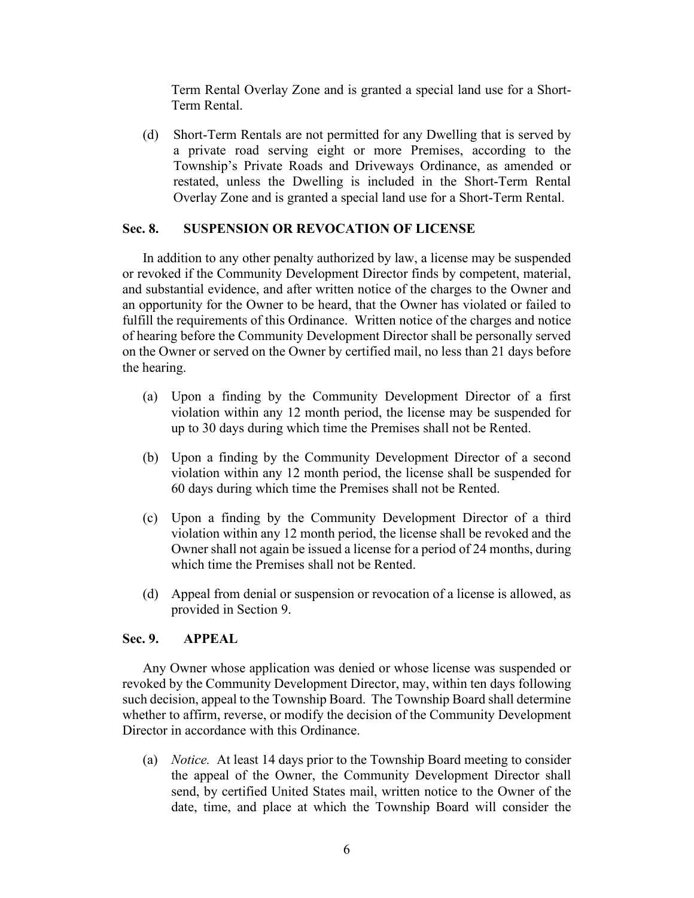Term Rental Overlay Zone and is granted a special land use for a Short-Term Rental.

(d) Short-Term Rentals are not permitted for any Dwelling that is served by a private road serving eight or more Premises, according to the Township's Private Roads and Driveways Ordinance, as amended or restated, unless the Dwelling is included in the Short-Term Rental Overlay Zone and is granted a special land use for a Short-Term Rental.

## Sec. 8. SUSPENSION OR REVOCATION OF LICENSE

In addition to any other penalty authorized by law, a license may be suspended or revoked if the Community Development Director finds by competent, material, and substantial evidence, and after written notice of the charges to the Owner and an opportunity for the Owner to be heard, that the Owner has violated or failed to fulfill the requirements of this Ordinance. Written notice of the charges and notice of hearing before the Community Development Director shall be personally served on the Owner or served on the Owner by certified mail, no less than 21 days before the hearing.

(a) Upon a finding by the Community Development Director of a first violation within any 12 month period, the license may be suspended for up to 30 days during which time the Premises shall not be Rented.

(b) Upon a finding by the Community Development Director of a second violation within any 12 month period, the license shall be suspended for 60 days during which time the Premises shall not be Rented.

(c) Upon a finding by the Community Development Director of a third violation within any 12 month period, the license shall be revoked and the Owner shall not again be issued a license for a period of 24 months, during which time the Premises shall not be Rented.

(d) Appeal from denial or suspension or revocation of a license is allowed, as provided in Section 9.

## Sec. 9. APPEAL

Any Owner whose application was denied or whose license was suspended or revoked by the Community Development Director, may, within ten days following such decision, appeal to the Township Board. The Township Board shall determine whether to affirm, reverse, or modify the decision of the Community Development Director in accordance with this Ordinance.

(a) *Notice.* At least 14 days prior to the Township Board meeting to consider the appeal of the Owner, the Community Development Director shall send, by certified United States mail, written notice to the Owner of the date, time, and place at which the Township Board will consider the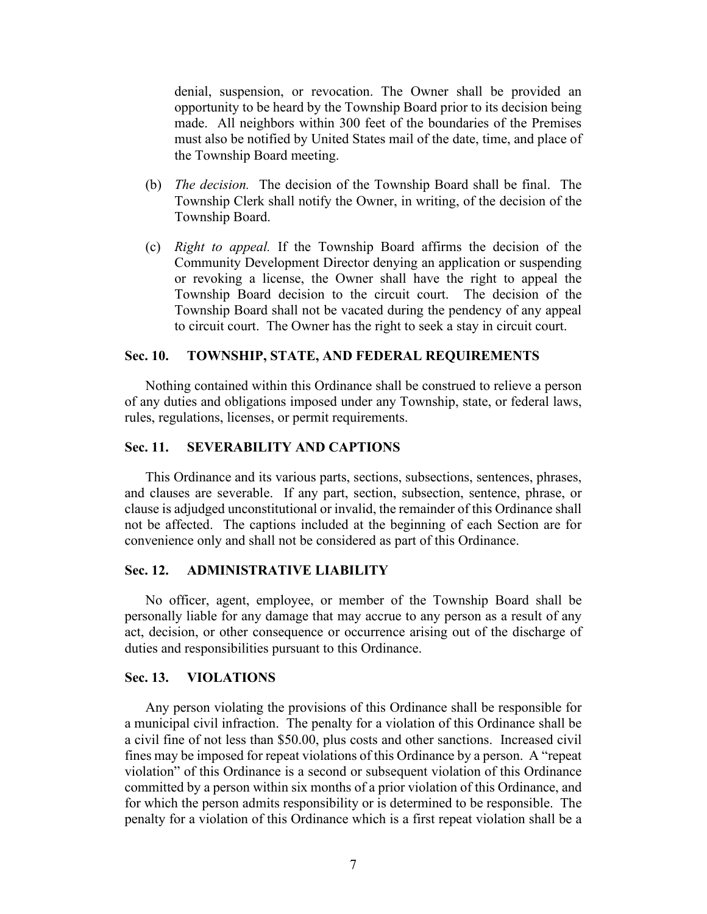denial, suspension, or revocation. The Owner shall be provided an opportunity to be heard by the Township Board prior to its decision being made. All neighbors within 300 feet of the boundaries of the Premises must also be notified by United States mail of the date, time, and place of the Township Board meeting.

(b) *The decision.* The decision of the Township Board shall be final. The Township Clerk shall notify the Owner, in writing, of the decision of the Township Board.

(c) *Right to appeal.* If the Township Board affirms the decision of the Community Development Director denying an application or suspending or revoking a license, the Owner shall have the right to appeal the Township Board decision to the circuit court. The decision of the Township Board shall not be vacated during the pendency of any appeal to circuit court. The Owner has the right to seek a stay in circuit court.

### Sec. 10. TOWNSHIP, STATE, AND FEDERAL REQUIREMENTS

Nothing contained within this Ordinance shall be construed to relieve a person of any duties and obligations imposed under any Township, state, or federal laws, rules, regulations, licenses, or permit requirements.

### Sec. 11. SEVERABILITY AND CAPTIONS

This Ordinance and its various parts, sections, subsections, sentences, phrases, and clauses are severable. If any part, section, subsection, sentence, phrase, or clause is adjudged unconstitutional or invalid, the remainder of this Ordinance shall not be affected. The captions included at the beginning of each Section are for convenience only and shall not be considered as part of this Ordinance.

### Sec. 12. ADMINISTRATIVE LIABILITY

No officer, agent, employee, or member of the Township Board shall be personally liable for any damage that may accrue to any person as a result of any act, decision, or other consequence or occurrence arising out of the discharge of duties and responsibilities pursuant to this Ordinance.

### Sec. 13. VIOLATIONS

Any person violating the provisions of this Ordinance shall be responsible for a municipal civil infraction. The penalty for a violation of this Ordinance shall be a civil fine of not less than $50.00, plus costs and other sanctions. Increased civil fines may be imposed for repeat violations of this Ordinance by a person. A "repeat violation" of this Ordinance is a second or subsequent violation of this Ordinance committed by a person within six months of a prior violation of this Ordinance, and for which the person admits responsibility or is determined to be responsible. The penalty for a violation of this Ordinance which is a first repeat violation shall be a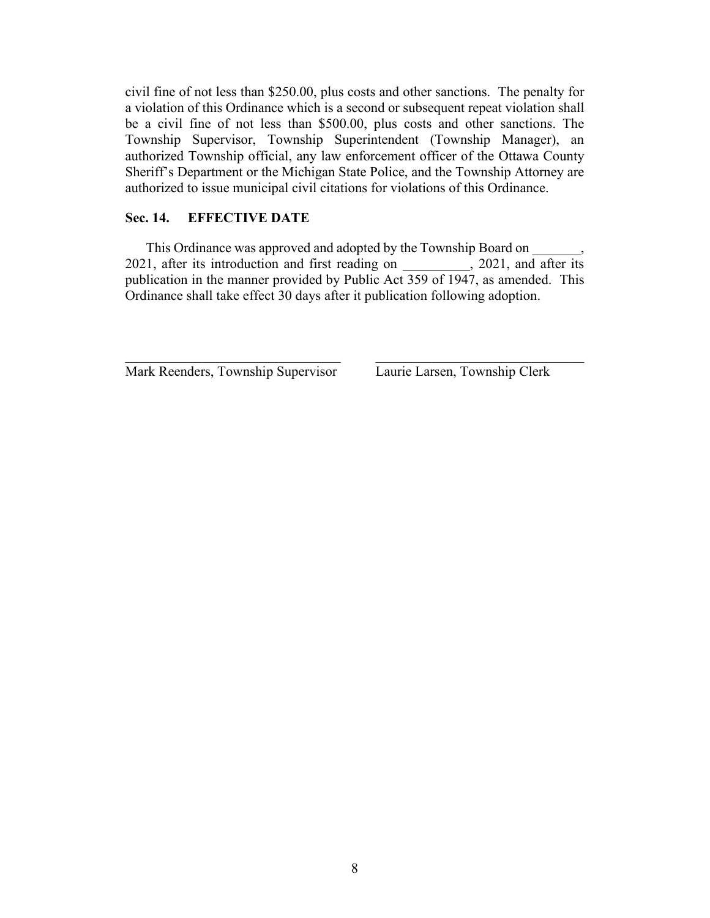civil fine of not less than $250.00, plus costs and other sanctions. The penalty for a violation of this Ordinance which is a second or subsequent repeat violation shall be a civil fine of not less than $500.00, plus costs and other sanctions. The Township Supervisor, Township Superintendent (Township Manager), an authorized Township official, any law enforcement officer of the Ottawa County Sheriff's Department or the Michigan State Police, and the Township Attorney are authorized to issue municipal civil citations for violations of this Ordinance.

### Sec. 14. EFFECTIVE DATE

This Ordinance was approved and adopted by the Township Board on _______, 2021, after its introduction and first reading on __________, 2021, and after its publication in the manner provided by Public Act 359 of 1947, as amended. This Ordinance shall take effect 30 days after it publication following adoption.

________________________________ ________________________________
Mark Reenders, Township Supervisor Laurie Larsen, Township Clerk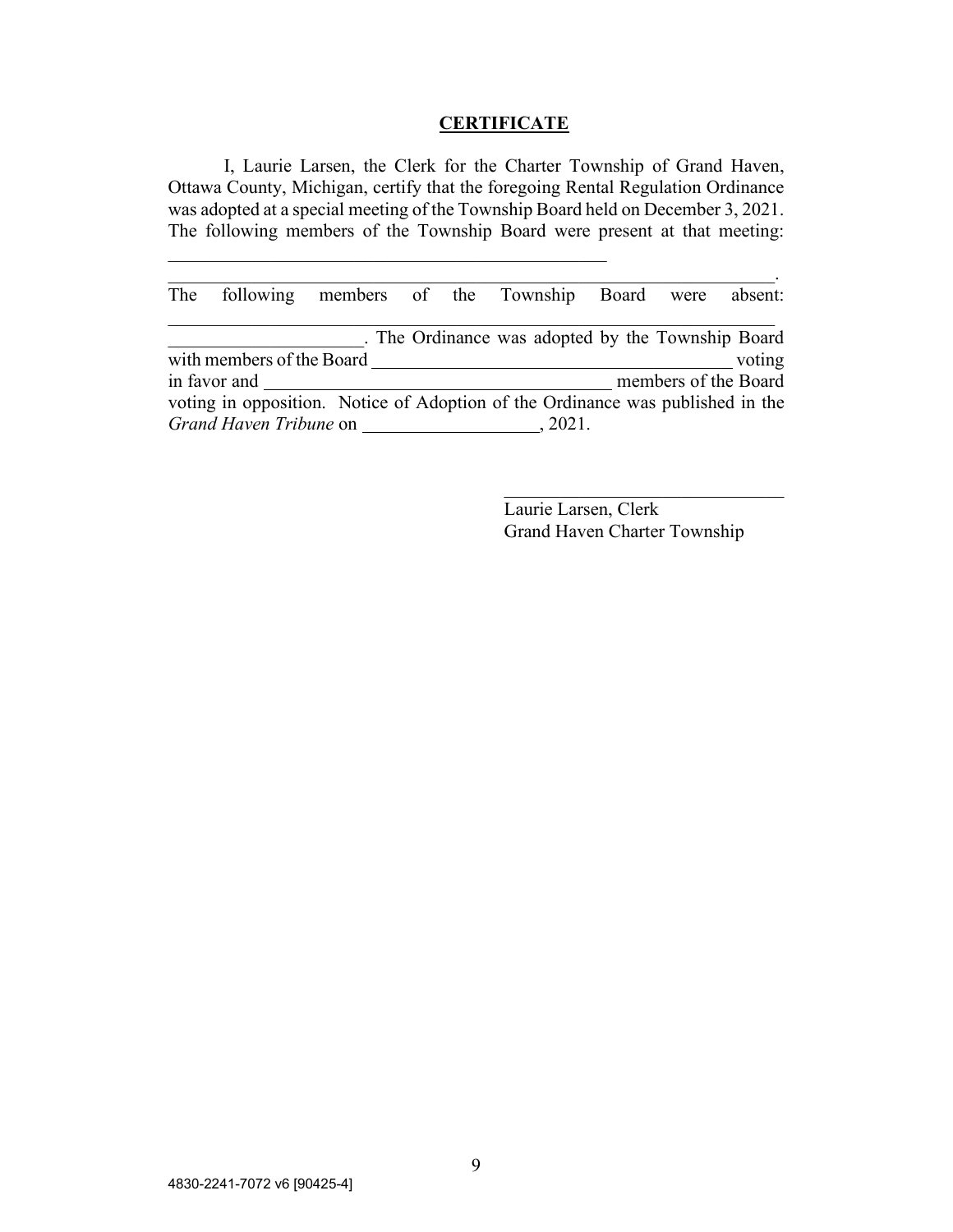## **CERTIFICATE**

I, Laurie Larsen, the Clerk for the Charter Township of Grand Haven, Ottawa County, Michigan, certify that the foregoing Rental Regulation Ordinance was adopted at a special meeting of the Township Board held on December 3, 2021. The following members of the Township Board were present at that meeting: \_\_\_\_\_\_\_\_\_\_\_\_\_\_\_\_\_\_\_\_\_\_\_\_\_\_\_\_\_\_\_\_\_\_\_\_\_\_\_\_\_\_\_\_\_\_\_\_

\_\_\_\_\_\_\_\_\_\_\_\_\_\_\_\_\_\_\_\_\_\_\_\_\_\_\_\_\_\_\_\_\_\_\_\_\_\_\_\_\_\_\_\_\_\_\_\_\_\_\_\_\_\_\_\_\_\_\_\_\_\_\_\_\_\_. The following members of the Township Board were absent: \_\_\_\_\_\_\_\_\_\_\_\_\_\_\_\_\_\_\_\_\_\_\_\_\_\_\_\_\_\_\_\_\_\_\_\_\_\_\_\_\_\_\_\_\_\_\_\_\_\_\_\_\_\_\_\_\_\_\_\_\_\_\_\_\_\_

\_\_\_\_\_\_\_\_\_\_\_\_\_\_\_\_\_\_\_\_\_\_. The Ordinance was adopted by the Township Board with members of the Board \_\_\_\_\_\_\_\_\_\_\_\_\_\_\_\_\_\_\_\_\_\_\_\_\_\_\_\_\_\_\_\_\_\_\_\_\_\_\_\_ voting in favor and \_\_\_\_\_\_\_\_\_\_\_\_\_\_\_\_\_\_\_\_\_\_\_\_\_\_\_\_\_\_\_\_\_\_\_\_\_\_ members of the Board voting in opposition. Notice of Adoption of the Ordinance was published in the *Grand Haven Tribune* on \_\_\_\_\_\_\_\_\_\_\_\_\_\_\_\_\_\_\_\_, 2021.

\_\_\_\_\_\_\_\_\_\_\_\_\_\_\_\_\_\_\_\_\_\_\_\_\_\_\_\_\_\_\_\_\_\_

Laurie Larsen, Clerk
Grand Haven Charter Township

4830-2241-7072 v6 [90425-4]